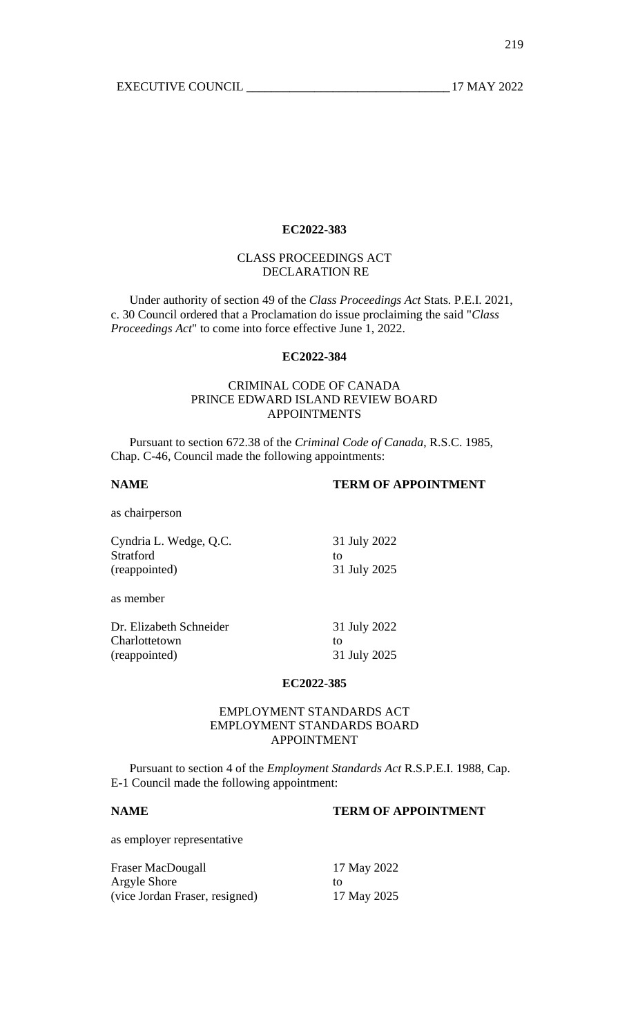**EC2022-383**

CLASS PROCEEDINGS ACT
DECLARATION RE

Under authority of section 49 of the *Class Proceedings Act* Stats. P.E.I. 2021, c. 30 Council ordered that a Proclamation do issue proclaiming the said "*Class Proceedings Act*" to come into force effective June 1, 2022.

**EC2022-384**

CRIMINAL CODE OF CANADA
PRINCE EDWARD ISLAND REVIEW BOARD
APPOINTMENTS

Pursuant to section 672.38 of the *Criminal Code of Canada*, R.S.C. 1985, Chap. C-46, Council made the following appointments:

| **NAME** | **TERM OF APPOINTMENT** |
|---|---|
| as chairperson | |
| Cyndria L. Wedge, Q.C.<br>Stratford<br>(reappointed) | 31 July 2022<br>to<br>31 July 2025 |
| as member | |
| Dr. Elizabeth Schneider<br>Charlottetown<br>(reappointed) | 31 July 2022<br>to<br>31 July 2025 |

**EC2022-385**

EMPLOYMENT STANDARDS ACT
EMPLOYMENT STANDARDS BOARD
APPOINTMENT

Pursuant to section 4 of the *Employment Standards Act* R.S.P.E.I. 1988, Cap. E-1 Council made the following appointment:

| **NAME** | **TERM OF APPOINTMENT** |
|---|---|
| as employer representative | |
| Fraser MacDougall<br>Argyle Shore<br>(vice Jordan Fraser, resigned) | 17 May 2022<br>to<br>17 May 2025 |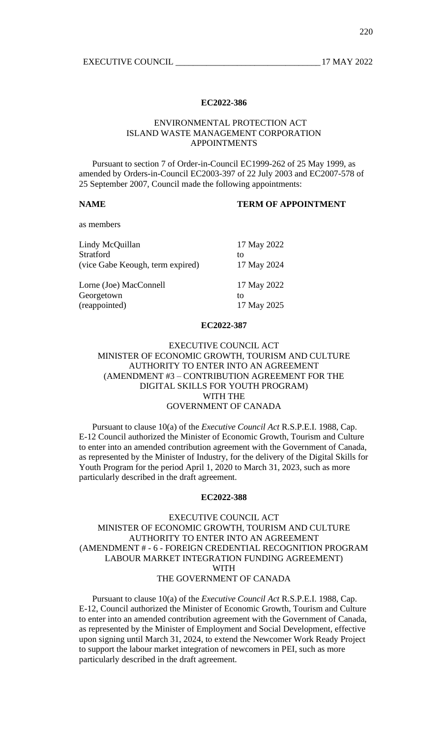**EC2022-386**

ENVIRONMENTAL PROTECTION ACT
ISLAND WASTE MANAGEMENT CORPORATION
APPOINTMENTS

Pursuant to section 7 of Order-in-Council EC1999-262 of 25 May 1999, as amended by Orders-in-Council EC2003-397 of 22 July 2003 and EC2007-578 of 25 September 2007, Council made the following appointments:

| **NAME** | **TERM OF APPOINTMENT** |
|---|---|
| as members | |
| Lindy McQuillan<br>Stratford<br>(vice Gabe Keough, term expired) | 17 May 2022<br>to<br>17 May 2024 |
| Lorne (Joe) MacConnell<br>Georgetown<br>(reappointed) | 17 May 2022<br>to<br>17 May 2025 |

**EC2022-387**

EXECUTIVE COUNCIL ACT
MINISTER OF ECONOMIC GROWTH, TOURISM AND CULTURE
AUTHORITY TO ENTER INTO AN AGREEMENT
(AMENDMENT #3 – CONTRIBUTION AGREEMENT FOR THE DIGITAL SKILLS FOR YOUTH PROGRAM)
WITH THE
GOVERNMENT OF CANADA

Pursuant to clause 10(a) of the *Executive Council Act* R.S.P.E.I. 1988, Cap. E-12 Council authorized the Minister of Economic Growth, Tourism and Culture to enter into an amended contribution agreement with the Government of Canada, as represented by the Minister of Industry, for the delivery of the Digital Skills for Youth Program for the period April 1, 2020 to March 31, 2023, such as more particularly described in the draft agreement.

**EC2022-388**

EXECUTIVE COUNCIL ACT
MINISTER OF ECONOMIC GROWTH, TOURISM AND CULTURE
AUTHORITY TO ENTER INTO AN AGREEMENT
(AMENDMENT # - 6 - FOREIGN CREDENTIAL RECOGNITION PROGRAM LABOUR MARKET INTEGRATION FUNDING AGREEMENT)
WITH
THE GOVERNMENT OF CANADA

Pursuant to clause 10(a) of the *Executive Council Act* R.S.P.E.I. 1988, Cap. E-12, Council authorized the Minister of Economic Growth, Tourism and Culture to enter into an amended contribution agreement with the Government of Canada, as represented by the Minister of Employment and Social Development, effective upon signing until March 31, 2024, to extend the Newcomer Work Ready Project to support the labour market integration of newcomers in PEI, such as more particularly described in the draft agreement.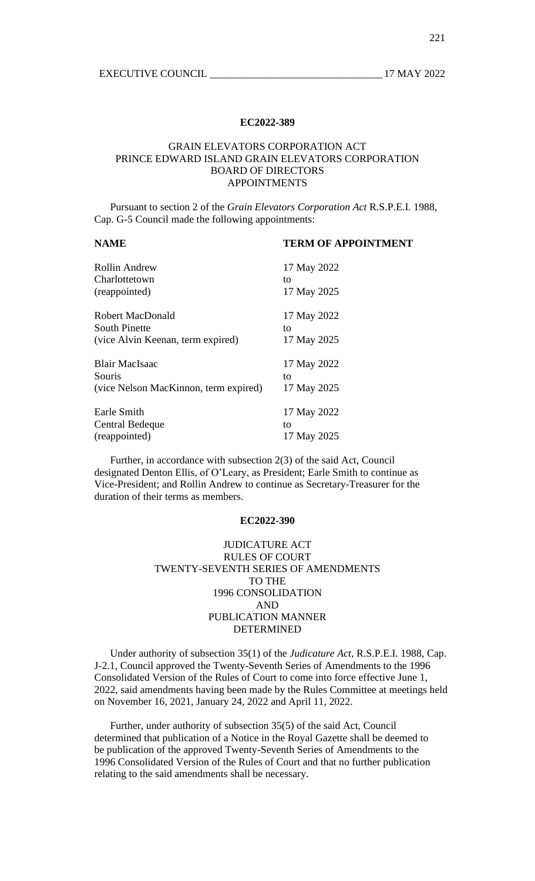**EC2022-389**

GRAIN ELEVATORS CORPORATION ACT
PRINCE EDWARD ISLAND GRAIN ELEVATORS CORPORATION
BOARD OF DIRECTORS
APPOINTMENTS

Pursuant to section 2 of the *Grain Elevators Corporation Act* R.S.P.E.I. 1988, Cap. G-5 Council made the following appointments:

| **NAME** | **TERM OF APPOINTMENT** |
|---|---|
| Rollin Andrew<br>Charlottetown<br>(reappointed) | 17 May 2022<br>to<br>17 May 2025 |
| Robert MacDonald<br>South Pinette<br>(vice Alvin Keenan, term expired) | 17 May 2022<br>to<br>17 May 2025 |
| Blair MacIsaac<br>Souris<br>(vice Nelson MacKinnon, term expired) | 17 May 2022<br>to<br>17 May 2025 |
| Earle Smith<br>Central Bedeque<br>(reappointed) | 17 May 2022<br>to<br>17 May 2025 |

Further, in accordance with subsection 2(3) of the said Act, Council designated Denton Ellis, of O'Leary, as President; Earle Smith to continue as Vice-President; and Rollin Andrew to continue as Secretary-Treasurer for the duration of their terms as members.

**EC2022-390**

JUDICATURE ACT
RULES OF COURT
TWENTY-SEVENTH SERIES OF AMENDMENTS
TO THE
1996 CONSOLIDATION
AND
PUBLICATION MANNER
DETERMINED

Under authority of subsection 35(1) of the *Judicature Act*, R.S.P.E.I. 1988, Cap. J-2.1, Council approved the Twenty-Seventh Series of Amendments to the 1996 Consolidated Version of the Rules of Court to come into force effective June 1, 2022, said amendments having been made by the Rules Committee at meetings held on November 16, 2021, January 24, 2022 and April 11, 2022.

Further, under authority of subsection 35(5) of the said Act, Council determined that publication of a Notice in the Royal Gazette shall be deemed to be publication of the approved Twenty-Seventh Series of Amendments to the 1996 Consolidated Version of the Rules of Court and that no further publication relating to the said amendments shall be necessary.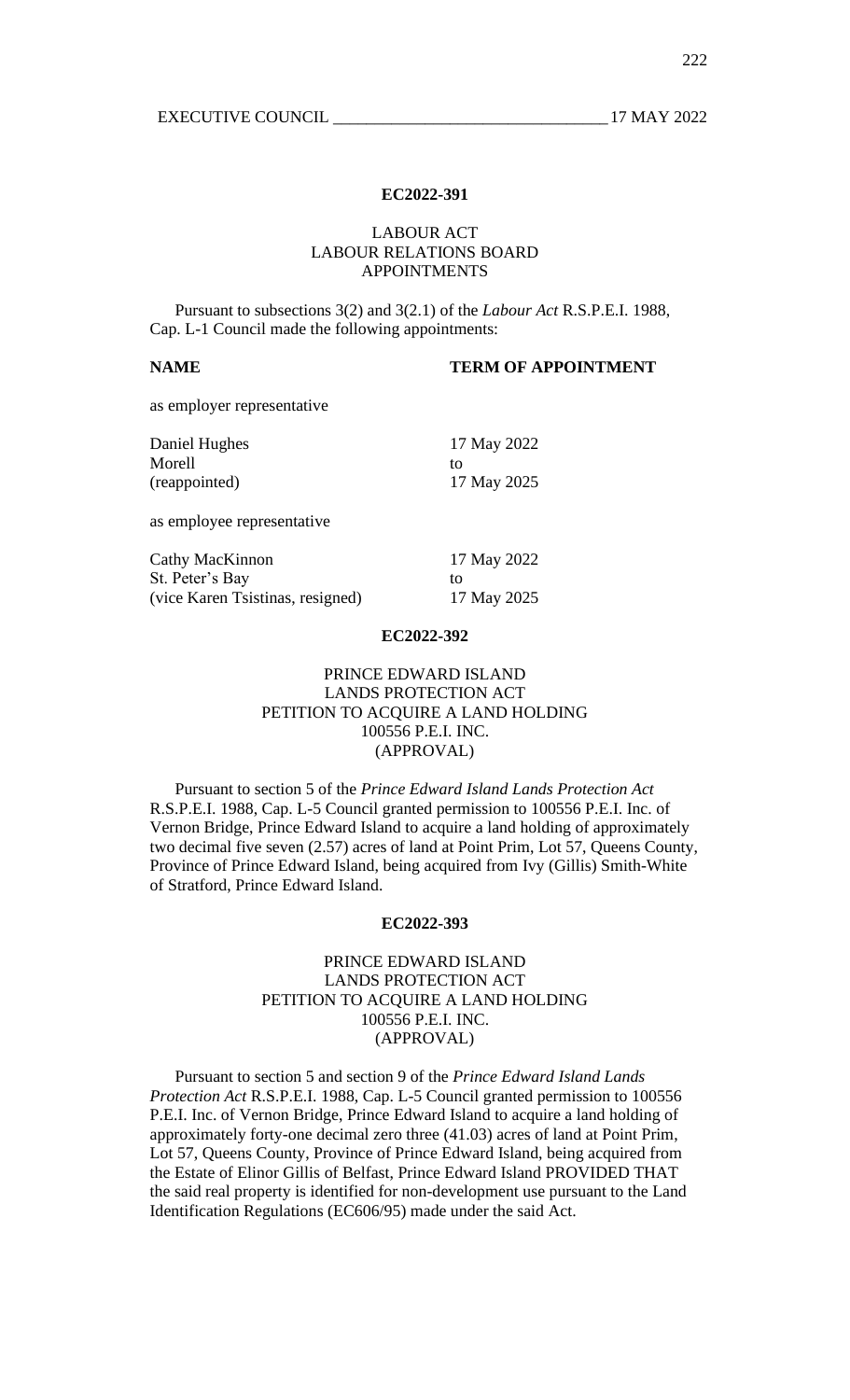**EC2022-391**

LABOUR ACT
LABOUR RELATIONS BOARD
APPOINTMENTS

Pursuant to subsections 3(2) and 3(2.1) of the *Labour Act* R.S.P.E.I. 1988, Cap. L-1 Council made the following appointments:

| **NAME** | **TERM OF APPOINTMENT** |
|---|---|
| as employer representative | |
| Daniel Hughes<br>Morell<br>(reappointed) | 17 May 2022<br>to<br>17 May 2025 |
| as employee representative | |
| Cathy MacKinnon<br>St. Peter's Bay<br>(vice Karen Tsistinas, resigned) | 17 May 2022<br>to<br>17 May 2025 |

**EC2022-392**

PRINCE EDWARD ISLAND
LANDS PROTECTION ACT
PETITION TO ACQUIRE A LAND HOLDING
100556 P.E.I. INC.
(APPROVAL)

Pursuant to section 5 of the *Prince Edward Island Lands Protection Act* R.S.P.E.I. 1988, Cap. L-5 Council granted permission to 100556 P.E.I. Inc. of Vernon Bridge, Prince Edward Island to acquire a land holding of approximately two decimal five seven (2.57) acres of land at Point Prim, Lot 57, Queens County, Province of Prince Edward Island, being acquired from Ivy (Gillis) Smith-White of Stratford, Prince Edward Island.

**EC2022-393**

PRINCE EDWARD ISLAND
LANDS PROTECTION ACT
PETITION TO ACQUIRE A LAND HOLDING
100556 P.E.I. INC.
(APPROVAL)

Pursuant to section 5 and section 9 of the *Prince Edward Island Lands Protection Act* R.S.P.E.I. 1988, Cap. L-5 Council granted permission to 100556 P.E.I. Inc. of Vernon Bridge, Prince Edward Island to acquire a land holding of approximately forty-one decimal zero three (41.03) acres of land at Point Prim, Lot 57, Queens County, Province of Prince Edward Island, being acquired from the Estate of Elinor Gillis of Belfast, Prince Edward Island PROVIDED THAT the said real property is identified for non-development use pursuant to the Land Identification Regulations (EC606/95) made under the said Act.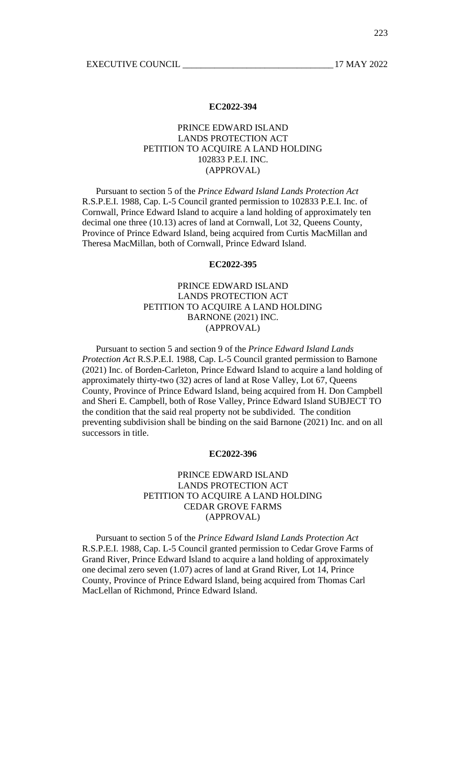**EC2022-394**

PRINCE EDWARD ISLAND
LANDS PROTECTION ACT
PETITION TO ACQUIRE A LAND HOLDING
102833 P.E.I. INC.
(APPROVAL)

Pursuant to section 5 of the *Prince Edward Island Lands Protection Act* R.S.P.E.I. 1988, Cap. L-5 Council granted permission to 102833 P.E.I. Inc. of Cornwall, Prince Edward Island to acquire a land holding of approximately ten decimal one three (10.13) acres of land at Cornwall, Lot 32, Queens County, Province of Prince Edward Island, being acquired from Curtis MacMillan and Theresa MacMillan, both of Cornwall, Prince Edward Island.

**EC2022-395**

PRINCE EDWARD ISLAND
LANDS PROTECTION ACT
PETITION TO ACQUIRE A LAND HOLDING
BARNONE (2021) INC.
(APPROVAL)

Pursuant to section 5 and section 9 of the *Prince Edward Island Lands Protection Act* R.S.P.E.I. 1988, Cap. L-5 Council granted permission to Barnone (2021) Inc. of Borden-Carleton, Prince Edward Island to acquire a land holding of approximately thirty-two (32) acres of land at Rose Valley, Lot 67, Queens County, Province of Prince Edward Island, being acquired from H. Don Campbell and Sheri E. Campbell, both of Rose Valley, Prince Edward Island SUBJECT TO the condition that the said real property not be subdivided. The condition preventing subdivision shall be binding on the said Barnone (2021) Inc. and on all successors in title.

**EC2022-396**

PRINCE EDWARD ISLAND
LANDS PROTECTION ACT
PETITION TO ACQUIRE A LAND HOLDING
CEDAR GROVE FARMS
(APPROVAL)

Pursuant to section 5 of the *Prince Edward Island Lands Protection Act* R.S.P.E.I. 1988, Cap. L-5 Council granted permission to Cedar Grove Farms of Grand River, Prince Edward Island to acquire a land holding of approximately one decimal zero seven (1.07) acres of land at Grand River, Lot 14, Prince County, Province of Prince Edward Island, being acquired from Thomas Carl MacLellan of Richmond, Prince Edward Island.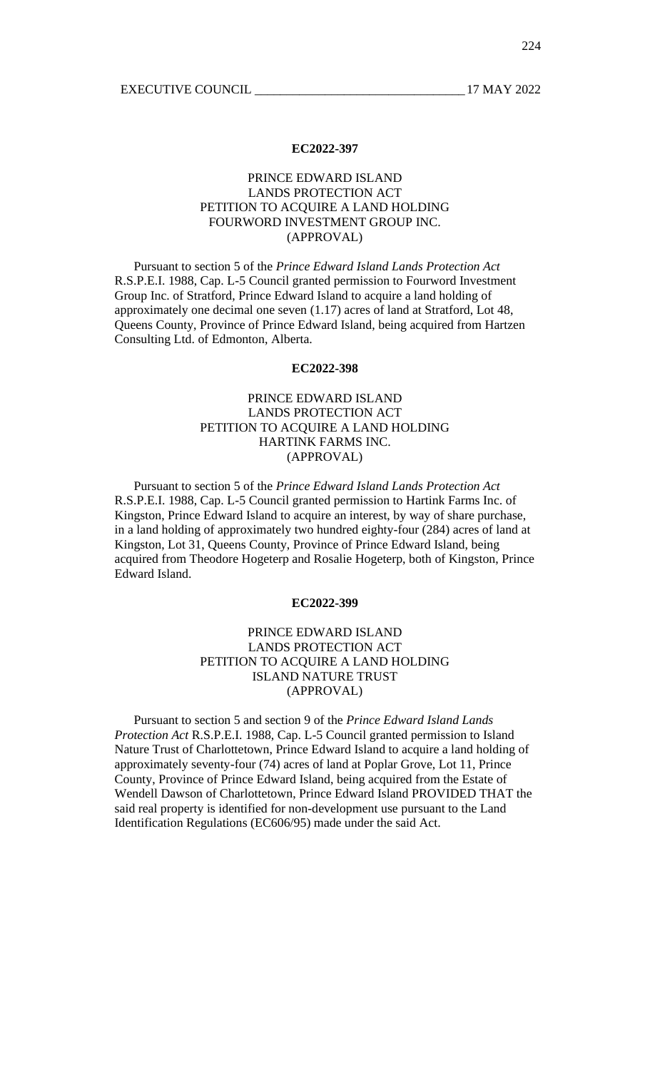### EC2022-397

PRINCE EDWARD ISLAND
LANDS PROTECTION ACT
PETITION TO ACQUIRE A LAND HOLDING
FOURWORD INVESTMENT GROUP INC.
(APPROVAL)

Pursuant to section 5 of the *Prince Edward Island Lands Protection Act* R.S.P.E.I. 1988, Cap. L-5 Council granted permission to Fourword Investment Group Inc. of Stratford, Prince Edward Island to acquire a land holding of approximately one decimal one seven (1.17) acres of land at Stratford, Lot 48, Queens County, Province of Prince Edward Island, being acquired from Hartzen Consulting Ltd. of Edmonton, Alberta.

### EC2022-398

PRINCE EDWARD ISLAND
LANDS PROTECTION ACT
PETITION TO ACQUIRE A LAND HOLDING
HARTINK FARMS INC.
(APPROVAL)

Pursuant to section 5 of the *Prince Edward Island Lands Protection Act* R.S.P.E.I. 1988, Cap. L-5 Council granted permission to Hartink Farms Inc. of Kingston, Prince Edward Island to acquire an interest, by way of share purchase, in a land holding of approximately two hundred eighty-four (284) acres of land at Kingston, Lot 31, Queens County, Province of Prince Edward Island, being acquired from Theodore Hogeterp and Rosalie Hogeterp, both of Kingston, Prince Edward Island.

### EC2022-399

PRINCE EDWARD ISLAND
LANDS PROTECTION ACT
PETITION TO ACQUIRE A LAND HOLDING
ISLAND NATURE TRUST
(APPROVAL)

Pursuant to section 5 and section 9 of the *Prince Edward Island Lands Protection Act* R.S.P.E.I. 1988, Cap. L-5 Council granted permission to Island Nature Trust of Charlottetown, Prince Edward Island to acquire a land holding of approximately seventy-four (74) acres of land at Poplar Grove, Lot 11, Prince County, Province of Prince Edward Island, being acquired from the Estate of Wendell Dawson of Charlottetown, Prince Edward Island PROVIDED THAT the said real property is identified for non-development use pursuant to the Land Identification Regulations (EC606/95) made under the said Act.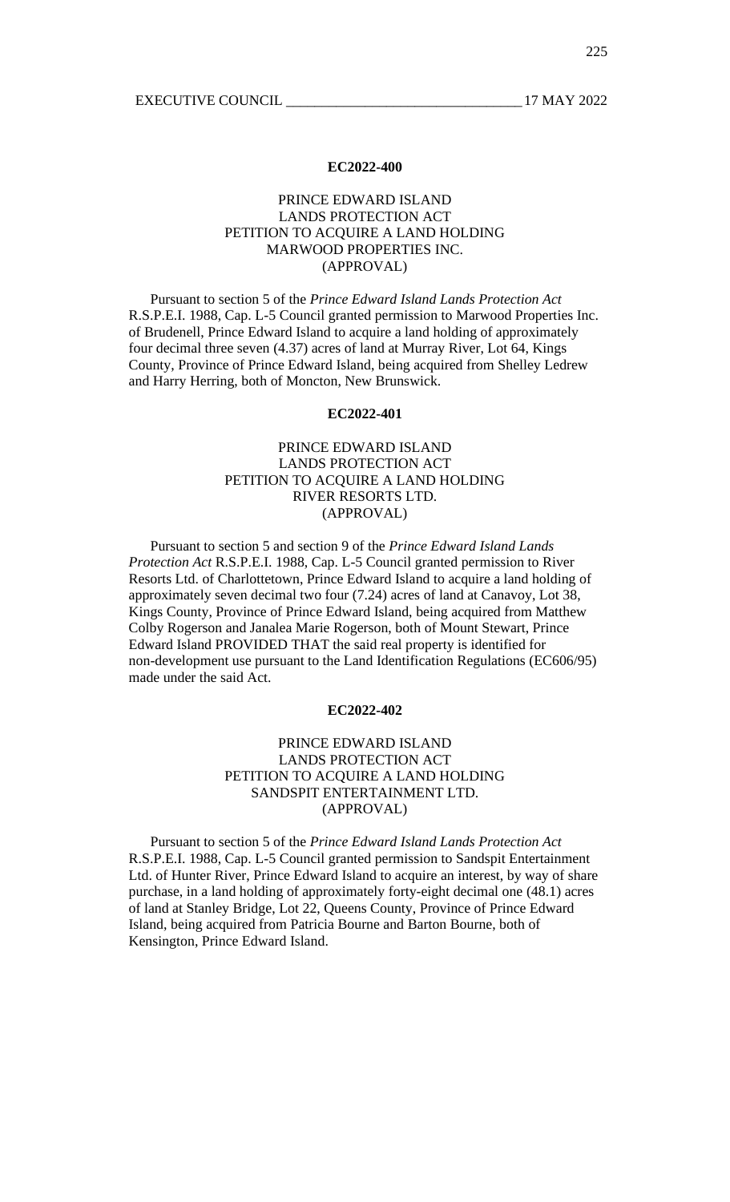**EC2022-400**

PRINCE EDWARD ISLAND
LANDS PROTECTION ACT
PETITION TO ACQUIRE A LAND HOLDING
MARWOOD PROPERTIES INC.
(APPROVAL)

Pursuant to section 5 of the *Prince Edward Island Lands Protection Act* R.S.P.E.I. 1988, Cap. L-5 Council granted permission to Marwood Properties Inc. of Brudenell, Prince Edward Island to acquire a land holding of approximately four decimal three seven (4.37) acres of land at Murray River, Lot 64, Kings County, Province of Prince Edward Island, being acquired from Shelley Ledrew and Harry Herring, both of Moncton, New Brunswick.

**EC2022-401**

PRINCE EDWARD ISLAND
LANDS PROTECTION ACT
PETITION TO ACQUIRE A LAND HOLDING
RIVER RESORTS LTD.
(APPROVAL)

Pursuant to section 5 and section 9 of the *Prince Edward Island Lands Protection Act* R.S.P.E.I. 1988, Cap. L-5 Council granted permission to River Resorts Ltd. of Charlottetown, Prince Edward Island to acquire a land holding of approximately seven decimal two four (7.24) acres of land at Canavoy, Lot 38, Kings County, Province of Prince Edward Island, being acquired from Matthew Colby Rogerson and Janalea Marie Rogerson, both of Mount Stewart, Prince Edward Island PROVIDED THAT the said real property is identified for non-development use pursuant to the Land Identification Regulations (EC606/95) made under the said Act.

**EC2022-402**

PRINCE EDWARD ISLAND
LANDS PROTECTION ACT
PETITION TO ACQUIRE A LAND HOLDING
SANDSPIT ENTERTAINMENT LTD.
(APPROVAL)

Pursuant to section 5 of the *Prince Edward Island Lands Protection Act* R.S.P.E.I. 1988, Cap. L-5 Council granted permission to Sandspit Entertainment Ltd. of Hunter River, Prince Edward Island to acquire an interest, by way of share purchase, in a land holding of approximately forty-eight decimal one (48.1) acres of land at Stanley Bridge, Lot 22, Queens County, Province of Prince Edward Island, being acquired from Patricia Bourne and Barton Bourne, both of Kensington, Prince Edward Island.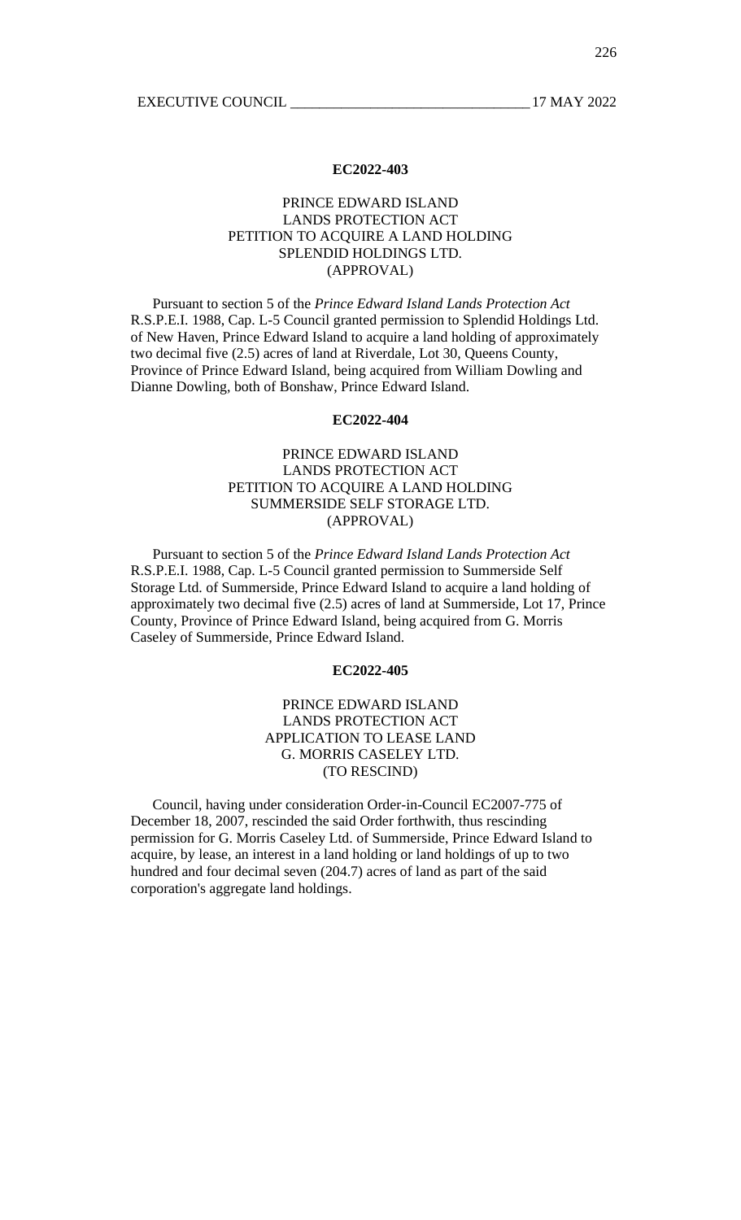**EC2022-403**

PRINCE EDWARD ISLAND
LANDS PROTECTION ACT
PETITION TO ACQUIRE A LAND HOLDING
SPLENDID HOLDINGS LTD.
(APPROVAL)

Pursuant to section 5 of the *Prince Edward Island Lands Protection Act* R.S.P.E.I. 1988, Cap. L-5 Council granted permission to Splendid Holdings Ltd. of New Haven, Prince Edward Island to acquire a land holding of approximately two decimal five (2.5) acres of land at Riverdale, Lot 30, Queens County, Province of Prince Edward Island, being acquired from William Dowling and Dianne Dowling, both of Bonshaw, Prince Edward Island.

**EC2022-404**

PRINCE EDWARD ISLAND
LANDS PROTECTION ACT
PETITION TO ACQUIRE A LAND HOLDING
SUMMERSIDE SELF STORAGE LTD.
(APPROVAL)

Pursuant to section 5 of the *Prince Edward Island Lands Protection Act* R.S.P.E.I. 1988, Cap. L-5 Council granted permission to Summerside Self Storage Ltd. of Summerside, Prince Edward Island to acquire a land holding of approximately two decimal five (2.5) acres of land at Summerside, Lot 17, Prince County, Province of Prince Edward Island, being acquired from G. Morris Caseley of Summerside, Prince Edward Island.

**EC2022-405**

PRINCE EDWARD ISLAND
LANDS PROTECTION ACT
APPLICATION TO LEASE LAND
G. MORRIS CASELEY LTD.
(TO RESCIND)

Council, having under consideration Order-in-Council EC2007-775 of December 18, 2007, rescinded the said Order forthwith, thus rescinding permission for G. Morris Caseley Ltd. of Summerside, Prince Edward Island to acquire, by lease, an interest in a land holding or land holdings of up to two hundred and four decimal seven (204.7) acres of land as part of the said corporation's aggregate land holdings.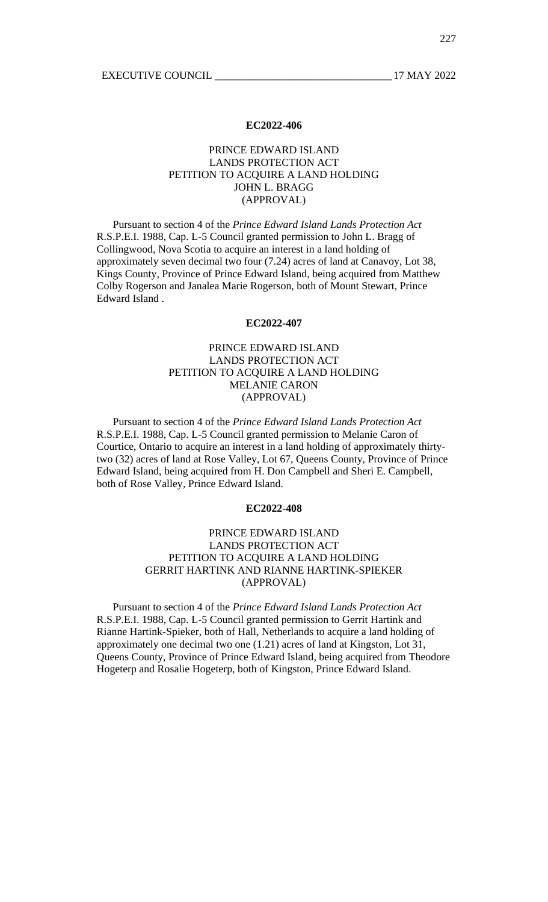## EC2022-406

### PRINCE EDWARD ISLAND
### LANDS PROTECTION ACT
### PETITION TO ACQUIRE A LAND HOLDING
### JOHN L. BRAGG
### (APPROVAL)

Pursuant to section 4 of the *Prince Edward Island Lands Protection Act* R.S.P.E.I. 1988, Cap. L-5 Council granted permission to John L. Bragg of Collingwood, Nova Scotia to acquire an interest in a land holding of approximately seven decimal two four (7.24) acres of land at Canavoy, Lot 38, Kings County, Province of Prince Edward Island, being acquired from Matthew Colby Rogerson and Janalea Marie Rogerson, both of Mount Stewart, Prince Edward Island .

## EC2022-407

### PRINCE EDWARD ISLAND
### LANDS PROTECTION ACT
### PETITION TO ACQUIRE A LAND HOLDING
### MELANIE CARON
### (APPROVAL)

Pursuant to section 4 of the *Prince Edward Island Lands Protection Act* R.S.P.E.I. 1988, Cap. L-5 Council granted permission to Melanie Caron of Courtice, Ontario to acquire an interest in a land holding of approximately thirty-two (32) acres of land at Rose Valley, Lot 67, Queens County, Province of Prince Edward Island, being acquired from H. Don Campbell and Sheri E. Campbell, both of Rose Valley, Prince Edward Island.

## EC2022-408

### PRINCE EDWARD ISLAND
### LANDS PROTECTION ACT
### PETITION TO ACQUIRE A LAND HOLDING
### GERRIT HARTINK AND RIANNE HARTINK-SPIEKER
### (APPROVAL)

Pursuant to section 4 of the *Prince Edward Island Lands Protection Act* R.S.P.E.I. 1988, Cap. L-5 Council granted permission to Gerrit Hartink and Rianne Hartink-Spieker, both of Hall, Netherlands to acquire a land holding of approximately one decimal two one (1.21) acres of land at Kingston, Lot 31, Queens County, Province of Prince Edward Island, being acquired from Theodore Hogeterp and Rosalie Hogeterp, both of Kingston, Prince Edward Island.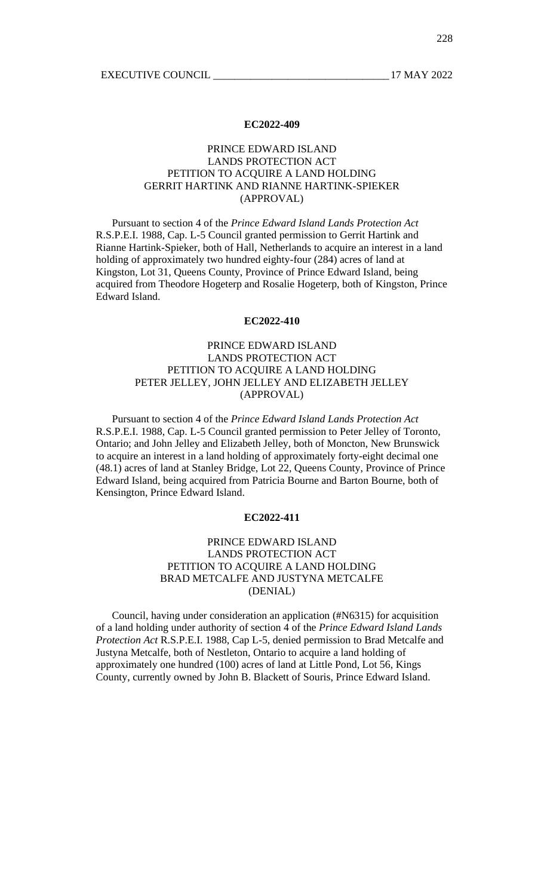**EC2022-409**

PRINCE EDWARD ISLAND
LANDS PROTECTION ACT
PETITION TO ACQUIRE A LAND HOLDING
GERRIT HARTINK AND RIANNE HARTINK-SPIEKER
(APPROVAL)

Pursuant to section 4 of the *Prince Edward Island Lands Protection Act* R.S.P.E.I. 1988, Cap. L-5 Council granted permission to Gerrit Hartink and Rianne Hartink-Spieker, both of Hall, Netherlands to acquire an interest in a land holding of approximately two hundred eighty-four (284) acres of land at Kingston, Lot 31, Queens County, Province of Prince Edward Island, being acquired from Theodore Hogeterp and Rosalie Hogeterp, both of Kingston, Prince Edward Island.

**EC2022-410**

PRINCE EDWARD ISLAND
LANDS PROTECTION ACT
PETITION TO ACQUIRE A LAND HOLDING
PETER JELLEY, JOHN JELLEY AND ELIZABETH JELLEY
(APPROVAL)

Pursuant to section 4 of the *Prince Edward Island Lands Protection Act* R.S.P.E.I. 1988, Cap. L-5 Council granted permission to Peter Jelley of Toronto, Ontario; and John Jelley and Elizabeth Jelley, both of Moncton, New Brunswick to acquire an interest in a land holding of approximately forty-eight decimal one (48.1) acres of land at Stanley Bridge, Lot 22, Queens County, Province of Prince Edward Island, being acquired from Patricia Bourne and Barton Bourne, both of Kensington, Prince Edward Island.

**EC2022-411**

PRINCE EDWARD ISLAND
LANDS PROTECTION ACT
PETITION TO ACQUIRE A LAND HOLDING
BRAD METCALFE AND JUSTYNA METCALFE
(DENIAL)

Council, having under consideration an application (#N6315) for acquisition of a land holding under authority of section 4 of the *Prince Edward Island Lands Protection Act* R.S.P.E.I. 1988, Cap L-5, denied permission to Brad Metcalfe and Justyna Metcalfe, both of Nestleton, Ontario to acquire a land holding of approximately one hundred (100) acres of land at Little Pond, Lot 56, Kings County, currently owned by John B. Blackett of Souris, Prince Edward Island.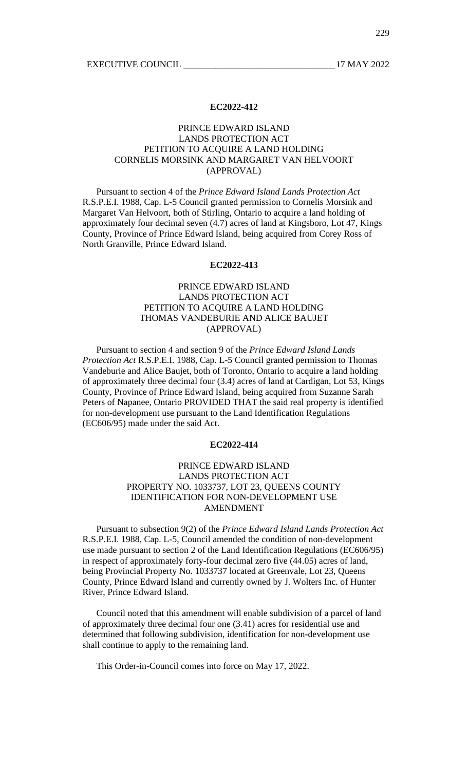**EC2022-412**

PRINCE EDWARD ISLAND
LANDS PROTECTION ACT
PETITION TO ACQUIRE A LAND HOLDING
CORNELIS MORSINK AND MARGARET VAN HELVOORT
(APPROVAL)

Pursuant to section 4 of the *Prince Edward Island Lands Protection Act* R.S.P.E.I. 1988, Cap. L-5 Council granted permission to Cornelis Morsink and Margaret Van Helvoort, both of Stirling, Ontario to acquire a land holding of approximately four decimal seven (4.7) acres of land at Kingsboro, Lot 47, Kings County, Province of Prince Edward Island, being acquired from Corey Ross of North Granville, Prince Edward Island.

**EC2022-413**

PRINCE EDWARD ISLAND
LANDS PROTECTION ACT
PETITION TO ACQUIRE A LAND HOLDING
THOMAS VANDEBURIE AND ALICE BAUJET
(APPROVAL)

Pursuant to section 4 and section 9 of the *Prince Edward Island Lands Protection Act* R.S.P.E.I. 1988, Cap. L-5 Council granted permission to Thomas Vandeburie and Alice Baujet, both of Toronto, Ontario to acquire a land holding of approximately three decimal four (3.4) acres of land at Cardigan, Lot 53, Kings County, Province of Prince Edward Island, being acquired from Suzanne Sarah Peters of Napanee, Ontario PROVIDED THAT the said real property is identified for non-development use pursuant to the Land Identification Regulations (EC606/95) made under the said Act.

**EC2022-414**

PRINCE EDWARD ISLAND
LANDS PROTECTION ACT
PROPERTY NO. 1033737, LOT 23, QUEENS COUNTY
IDENTIFICATION FOR NON-DEVELOPMENT USE
AMENDMENT

Pursuant to subsection 9(2) of the *Prince Edward Island Lands Protection Act* R.S.P.E.I. 1988, Cap. L-5, Council amended the condition of non-development use made pursuant to section 2 of the Land Identification Regulations (EC606/95) in respect of approximately forty-four decimal zero five (44.05) acres of land, being Provincial Property No. 1033737 located at Greenvale, Lot 23, Queens County, Prince Edward Island and currently owned by J. Wolters Inc. of Hunter River, Prince Edward Island.

Council noted that this amendment will enable subdivision of a parcel of land of approximately three decimal four one (3.41) acres for residential use and determined that following subdivision, identification for non-development use shall continue to apply to the remaining land.

This Order-in-Council comes into force on May 17, 2022.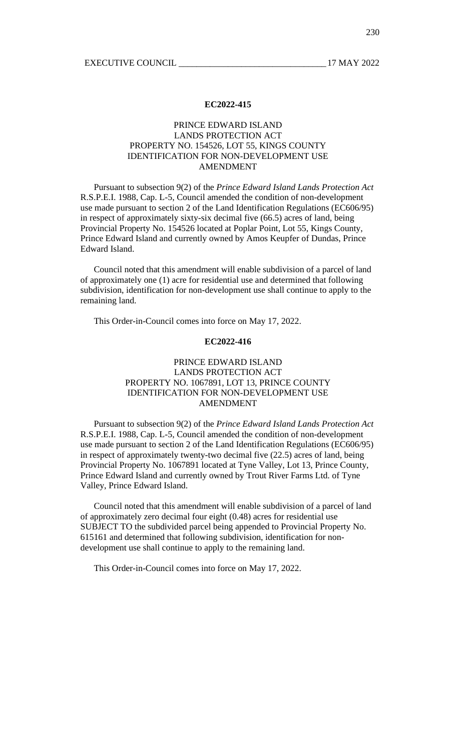**EC2022-415**

PRINCE EDWARD ISLAND
LANDS PROTECTION ACT
PROPERTY NO. 154526, LOT 55, KINGS COUNTY
IDENTIFICATION FOR NON-DEVELOPMENT USE
AMENDMENT

Pursuant to subsection 9(2) of the *Prince Edward Island Lands Protection Act* R.S.P.E.I. 1988, Cap. L-5, Council amended the condition of non-development use made pursuant to section 2 of the Land Identification Regulations (EC606/95) in respect of approximately sixty-six decimal five (66.5) acres of land, being Provincial Property No. 154526 located at Poplar Point, Lot 55, Kings County, Prince Edward Island and currently owned by Amos Keupfer of Dundas, Prince Edward Island.

Council noted that this amendment will enable subdivision of a parcel of land of approximately one (1) acre for residential use and determined that following subdivision, identification for non-development use shall continue to apply to the remaining land.

This Order-in-Council comes into force on May 17, 2022.

**EC2022-416**

PRINCE EDWARD ISLAND
LANDS PROTECTION ACT
PROPERTY NO. 1067891, LOT 13, PRINCE COUNTY
IDENTIFICATION FOR NON-DEVELOPMENT USE
AMENDMENT

Pursuant to subsection 9(2) of the *Prince Edward Island Lands Protection Act* R.S.P.E.I. 1988, Cap. L-5, Council amended the condition of non-development use made pursuant to section 2 of the Land Identification Regulations (EC606/95) in respect of approximately twenty-two decimal five (22.5) acres of land, being Provincial Property No. 1067891 located at Tyne Valley, Lot 13, Prince County, Prince Edward Island and currently owned by Trout River Farms Ltd. of Tyne Valley, Prince Edward Island.

Council noted that this amendment will enable subdivision of a parcel of land of approximately zero decimal four eight (0.48) acres for residential use SUBJECT TO the subdivided parcel being appended to Provincial Property No. 615161 and determined that following subdivision, identification for non-development use shall continue to apply to the remaining land.

This Order-in-Council comes into force on May 17, 2022.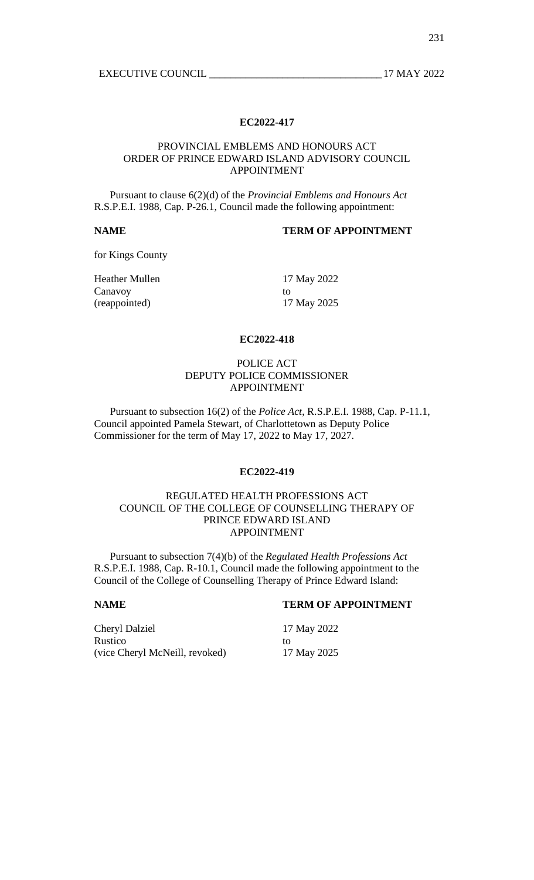**EC2022-417**

PROVINCIAL EMBLEMS AND HONOURS ACT
ORDER OF PRINCE EDWARD ISLAND ADVISORY COUNCIL
APPOINTMENT

Pursuant to clause 6(2)(d) of the *Provincial Emblems and Honours Act* R.S.P.E.I. 1988, Cap. P-26.1, Council made the following appointment:

| **NAME** | **TERM OF APPOINTMENT** |
|---|---|
| for Kings County | |
| Heather Mullen<br>Canavoy<br>(reappointed) | 17 May 2022<br>to<br>17 May 2025 |

**EC2022-418**

POLICE ACT
DEPUTY POLICE COMMISSIONER
APPOINTMENT

Pursuant to subsection 16(2) of the *Police Act*, R.S.P.E.I. 1988, Cap. P-11.1, Council appointed Pamela Stewart, of Charlottetown as Deputy Police Commissioner for the term of May 17, 2022 to May 17, 2027.

**EC2022-419**

REGULATED HEALTH PROFESSIONS ACT
COUNCIL OF THE COLLEGE OF COUNSELLING THERAPY OF
PRINCE EDWARD ISLAND
APPOINTMENT

Pursuant to subsection 7(4)(b) of the *Regulated Health Professions Act* R.S.P.E.I. 1988, Cap. R-10.1, Council made the following appointment to the Council of the College of Counselling Therapy of Prince Edward Island:

| **NAME** | **TERM OF APPOINTMENT** |
|---|---|
| Cheryl Dalziel<br>Rustico<br>(vice Cheryl McNeill, revoked) | 17 May 2022<br>to<br>17 May 2025 |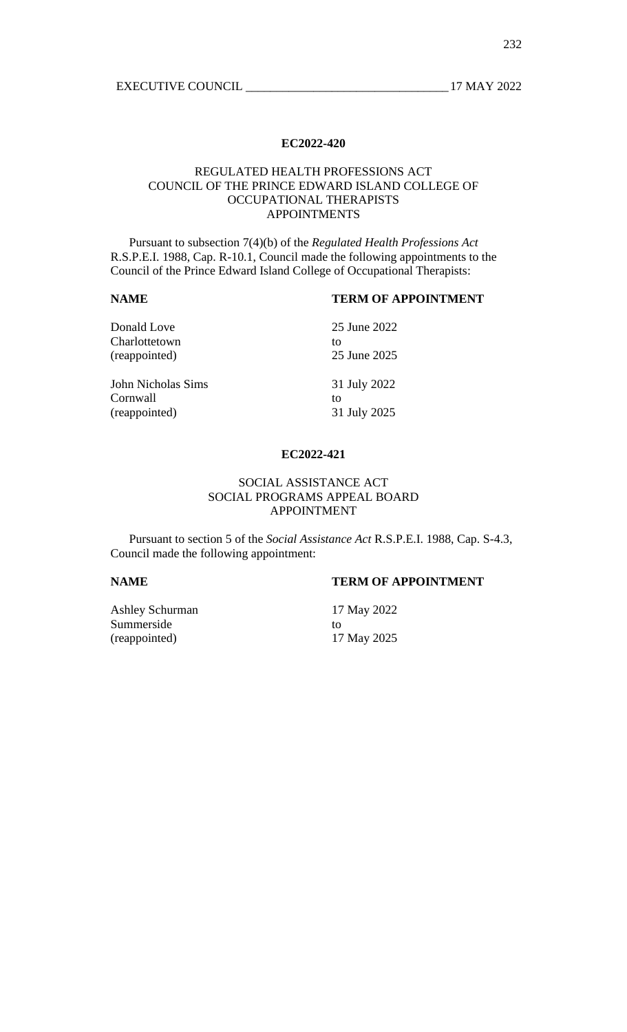**EC2022-420**

REGULATED HEALTH PROFESSIONS ACT
COUNCIL OF THE PRINCE EDWARD ISLAND COLLEGE OF OCCUPATIONAL THERAPISTS
APPOINTMENTS

Pursuant to subsection 7(4)(b) of the *Regulated Health Professions Act* R.S.P.E.I. 1988, Cap. R-10.1, Council made the following appointments to the Council of the Prince Edward Island College of Occupational Therapists:

| **NAME** | **TERM OF APPOINTMENT** |
|---|---|
| Donald Love<br>Charlottetown<br>(reappointed) | 25 June 2022<br>to<br>25 June 2025 |
| John Nicholas Sims<br>Cornwall<br>(reappointed) | 31 July 2022<br>to<br>31 July 2025 |

**EC2022-421**

SOCIAL ASSISTANCE ACT
SOCIAL PROGRAMS APPEAL BOARD
APPOINTMENT

Pursuant to section 5 of the *Social Assistance Act* R.S.P.E.I. 1988, Cap. S-4.3, Council made the following appointment:

| **NAME** | **TERM OF APPOINTMENT** |
|---|---|
| Ashley Schurman<br>Summerside<br>(reappointed) | 17 May 2022<br>to<br>17 May 2025 |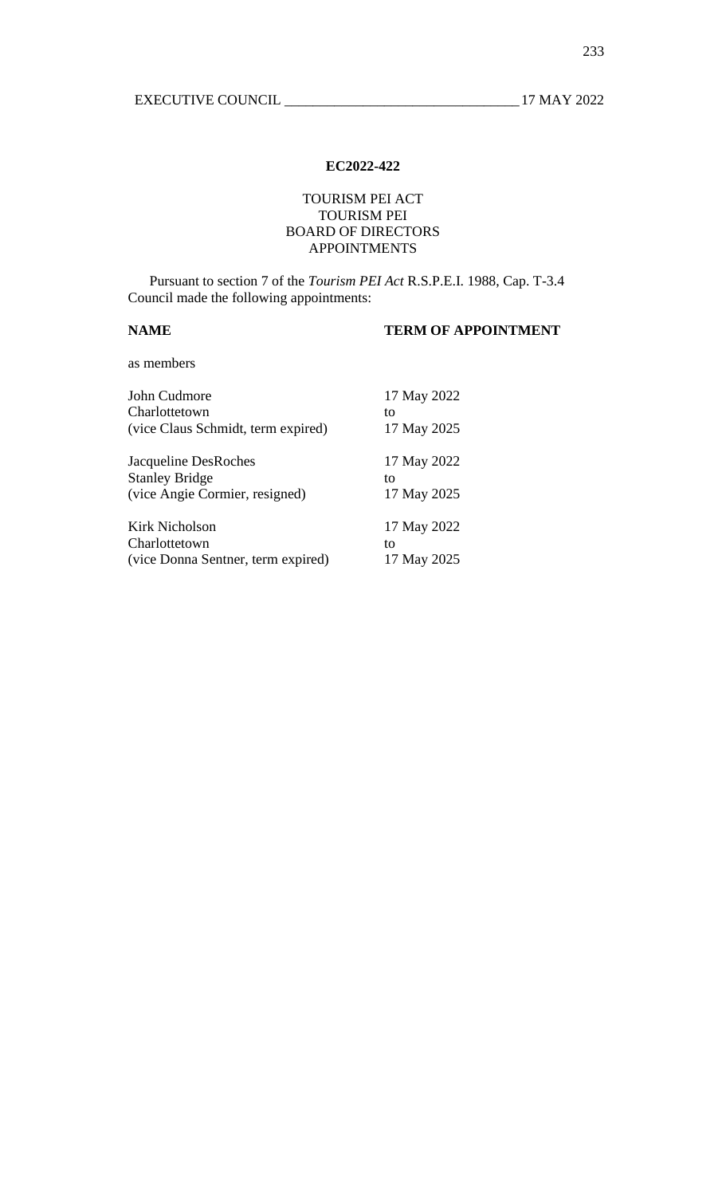**EC2022-422**

TOURISM PEI ACT
TOURISM PEI
BOARD OF DIRECTORS
APPOINTMENTS

Pursuant to section 7 of the *Tourism PEI Act* R.S.P.E.I. 1988, Cap. T-3.4 Council made the following appointments:

| NAME | TERM OF APPOINTMENT |
|---|---|
| as members | |
| John Cudmore<br>Charlottetown<br>(vice Claus Schmidt, term expired) | 17 May 2022<br>to<br>17 May 2025 |
| Jacqueline DesRoches<br>Stanley Bridge<br>(vice Angie Cormier, resigned) | 17 May 2022<br>to<br>17 May 2025 |
| Kirk Nicholson<br>Charlottetown<br>(vice Donna Sentner, term expired) | 17 May 2022<br>to<br>17 May 2025 |